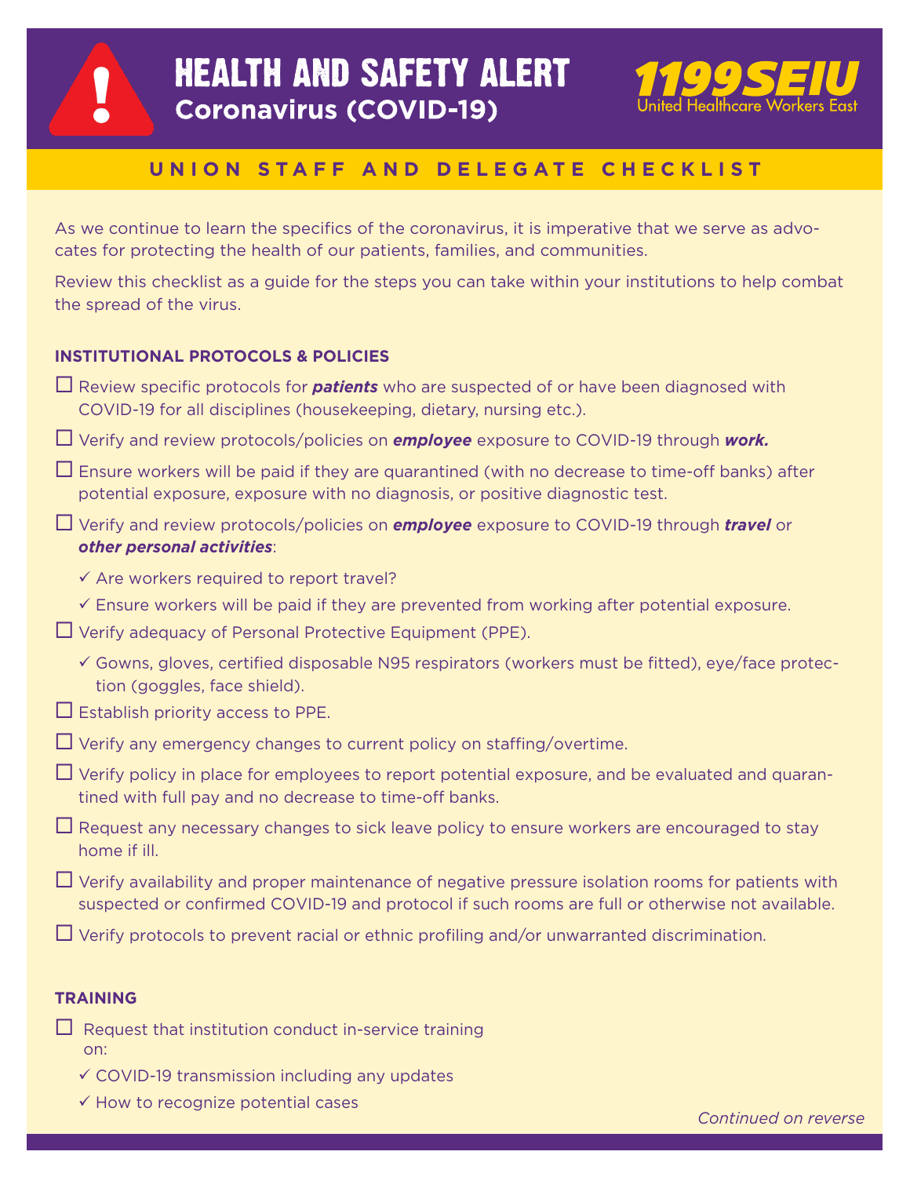# HEALTH AND SAFETY ALERT

## Coronavirus (COVID-19)

1199SEIU
United Healthcare Workers East

## UNION STAFF AND DELEGATE CHECKLIST

As we continue to learn the specifics of the coronavirus, it is imperative that we serve as advocates for protecting the health of our patients, families, and communities.

Review this checklist as a guide for the steps you can take within your institutions to help combat the spread of the virus.

### INSTITUTIONAL PROTOCOLS & POLICIES

- ☐ Review specific protocols for ***patients*** who are suspected of or have been diagnosed with COVID-19 for all disciplines (housekeeping, dietary, nursing etc.).
- ☐ Verify and review protocols/policies on ***employee*** exposure to COVID-19 through ***work.***
- ☐ Ensure workers will be paid if they are quarantined (with no decrease to time-off banks) after potential exposure, exposure with no diagnosis, or positive diagnostic test.
- ☐ Verify and review protocols/policies on ***employee*** exposure to COVID-19 through ***travel*** or ***other personal activities***:
  - ✓ Are workers required to report travel?
  - ✓ Ensure workers will be paid if they are prevented from working after potential exposure.
- ☐ Verify adequacy of Personal Protective Equipment (PPE).
  - ✓ Gowns, gloves, certified disposable N95 respirators (workers must be fitted), eye/face protection (goggles, face shield).
- ☐ Establish priority access to PPE.
- ☐ Verify any emergency changes to current policy on staffing/overtime.
- ☐ Verify policy in place for employees to report potential exposure, and be evaluated and quarantined with full pay and no decrease to time-off banks.
- ☐ Request any necessary changes to sick leave policy to ensure workers are encouraged to stay home if ill.
- ☐ Verify availability and proper maintenance of negative pressure isolation rooms for patients with suspected or confirmed COVID-19 and protocol if such rooms are full or otherwise not available.
- ☐ Verify protocols to prevent racial or ethnic profiling and/or unwarranted discrimination.

### TRAINING

- ☐ Request that institution conduct in-service training on:
  - ✓ COVID-19 transmission including any updates
  - ✓ How to recognize potential cases

*Continued on reverse*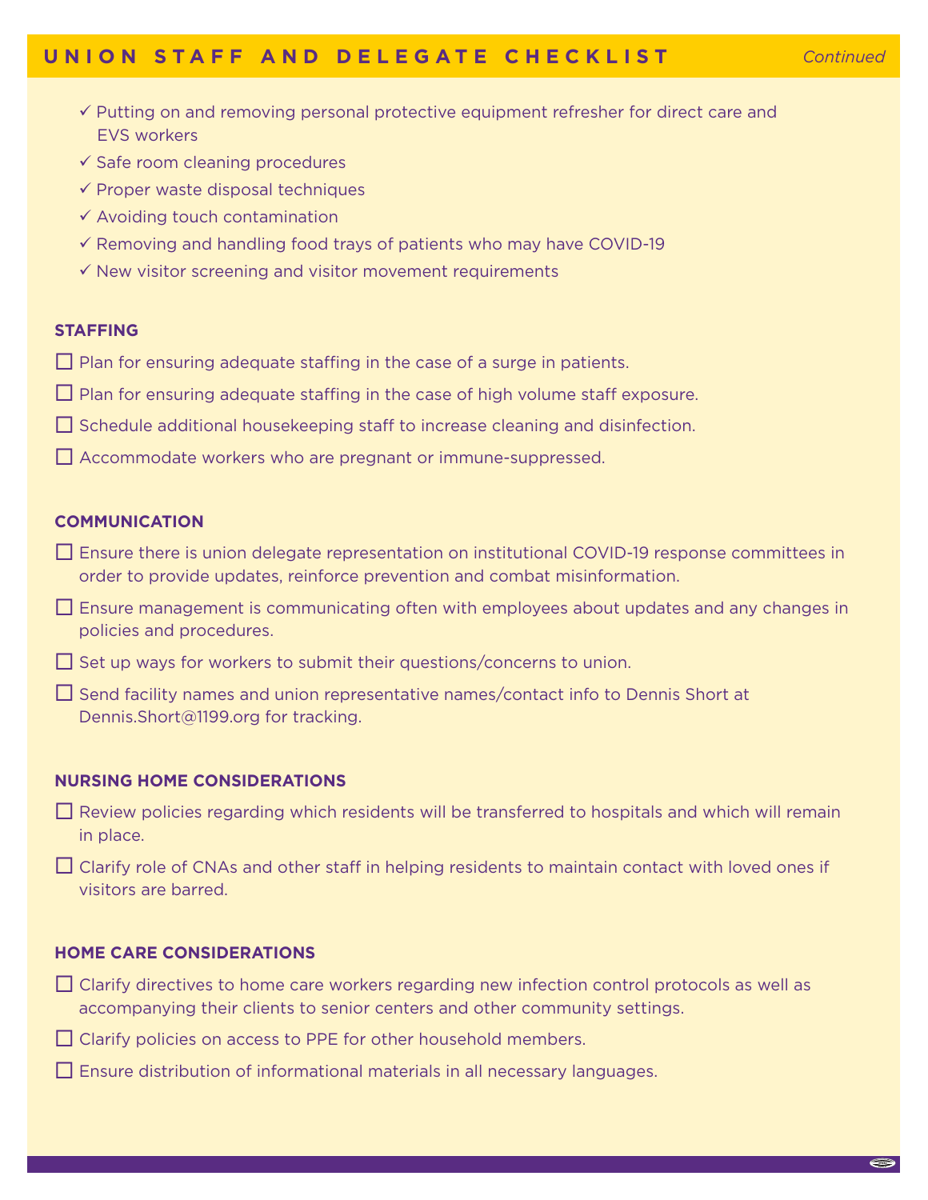## UNION STAFF AND DELEGATE CHECKLIST *Continued*

- ✓ Putting on and removing personal protective equipment refresher for direct care and EVS workers
- ✓ Safe room cleaning procedures
- ✓ Proper waste disposal techniques
- ✓ Avoiding touch contamination
- ✓ Removing and handling food trays of patients who may have COVID-19
- ✓ New visitor screening and visitor movement requirements

### STAFFING

- ☐ Plan for ensuring adequate staffing in the case of a surge in patients.
- ☐ Plan for ensuring adequate staffing in the case of high volume staff exposure.
- ☐ Schedule additional housekeeping staff to increase cleaning and disinfection.
- ☐ Accommodate workers who are pregnant or immune-suppressed.

### COMMUNICATION

- ☐ Ensure there is union delegate representation on institutional COVID-19 response committees in order to provide updates, reinforce prevention and combat misinformation.
- ☐ Ensure management is communicating often with employees about updates and any changes in policies and procedures.
- ☐ Set up ways for workers to submit their questions/concerns to union.
- ☐ Send facility names and union representative names/contact info to Dennis Short at Dennis.Short@1199.org for tracking.

### NURSING HOME CONSIDERATIONS

- ☐ Review policies regarding which residents will be transferred to hospitals and which will remain in place.
- ☐ Clarify role of CNAs and other staff in helping residents to maintain contact with loved ones if visitors are barred.

### HOME CARE CONSIDERATIONS

- ☐ Clarify directives to home care workers regarding new infection control protocols as well as accompanying their clients to senior centers and other community settings.
- ☐ Clarify policies on access to PPE for other household members.
- ☐ Ensure distribution of informational materials in all necessary languages.